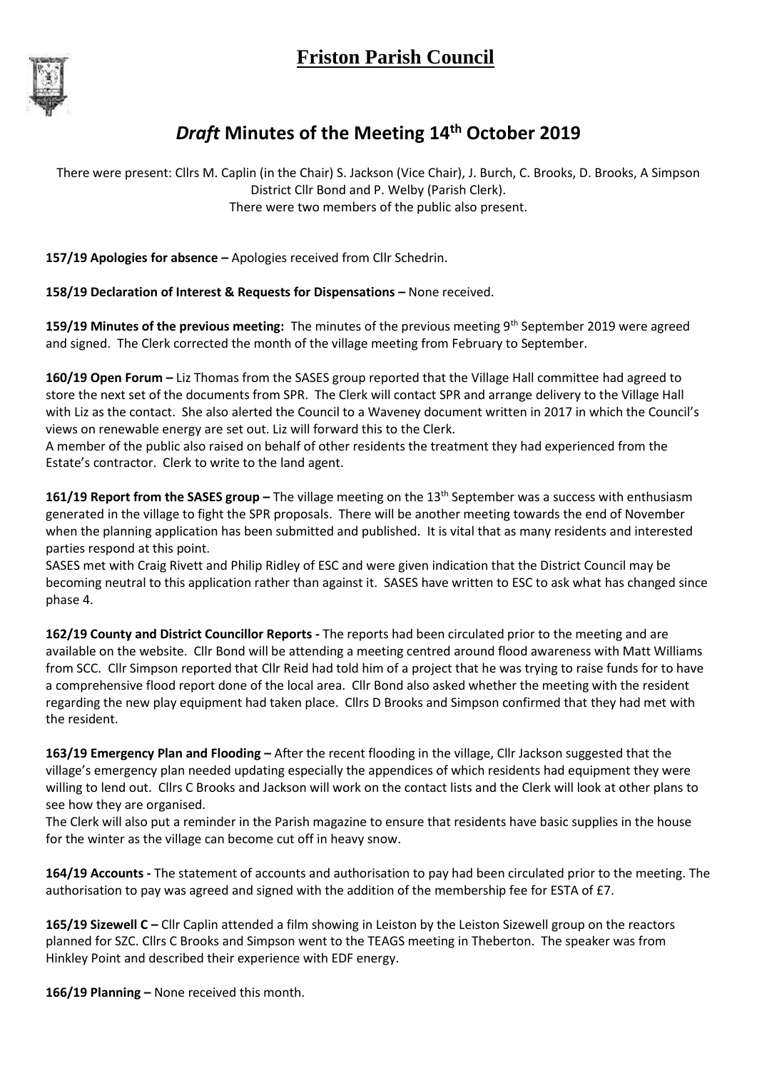# Friston Parish Council

## *Draft* Minutes of the Meeting 14th October 2019

There were present: Cllrs M. Caplin (in the Chair) S. Jackson (Vice Chair), J. Burch, C. Brooks, D. Brooks, A Simpson District Cllr Bond and P. Welby (Parish Clerk).
There were two members of the public also present.

**157/19 Apologies for absence –** Apologies received from Cllr Schedrin.

**158/19 Declaration of Interest & Requests for Dispensations –** None received.

**159/19 Minutes of the previous meeting:** The minutes of the previous meeting 9th September 2019 were agreed and signed. The Clerk corrected the month of the village meeting from February to September.

**160/19 Open Forum –** Liz Thomas from the SASES group reported that the Village Hall committee had agreed to store the next set of the documents from SPR. The Clerk will contact SPR and arrange delivery to the Village Hall with Liz as the contact. She also alerted the Council to a Waveney document written in 2017 in which the Council's views on renewable energy are set out. Liz will forward this to the Clerk.
A member of the public also raised on behalf of other residents the treatment they had experienced from the Estate's contractor. Clerk to write to the land agent.

**161/19 Report from the SASES group –** The village meeting on the 13th September was a success with enthusiasm generated in the village to fight the SPR proposals. There will be another meeting towards the end of November when the planning application has been submitted and published. It is vital that as many residents and interested parties respond at this point.
SASES met with Craig Rivett and Philip Ridley of ESC and were given indication that the District Council may be becoming neutral to this application rather than against it. SASES have written to ESC to ask what has changed since phase 4.

**162/19 County and District Councillor Reports -** The reports had been circulated prior to the meeting and are available on the website. Cllr Bond will be attending a meeting centred around flood awareness with Matt Williams from SCC. Cllr Simpson reported that Cllr Reid had told him of a project that he was trying to raise funds for to have a comprehensive flood report done of the local area. Cllr Bond also asked whether the meeting with the resident regarding the new play equipment had taken place. Cllrs D Brooks and Simpson confirmed that they had met with the resident.

**163/19 Emergency Plan and Flooding –** After the recent flooding in the village, Cllr Jackson suggested that the village's emergency plan needed updating especially the appendices of which residents had equipment they were willing to lend out. Cllrs C Brooks and Jackson will work on the contact lists and the Clerk will look at other plans to see how they are organised.
The Clerk will also put a reminder in the Parish magazine to ensure that residents have basic supplies in the house for the winter as the village can become cut off in heavy snow.

**164/19 Accounts -** The statement of accounts and authorisation to pay had been circulated prior to the meeting. The authorisation to pay was agreed and signed with the addition of the membership fee for ESTA of £7.

**165/19 Sizewell C –** Cllr Caplin attended a film showing in Leiston by the Leiston Sizewell group on the reactors planned for SZC. Cllrs C Brooks and Simpson went to the TEAGS meeting in Theberton. The speaker was from Hinkley Point and described their experience with EDF energy.

**166/19 Planning –** None received this month.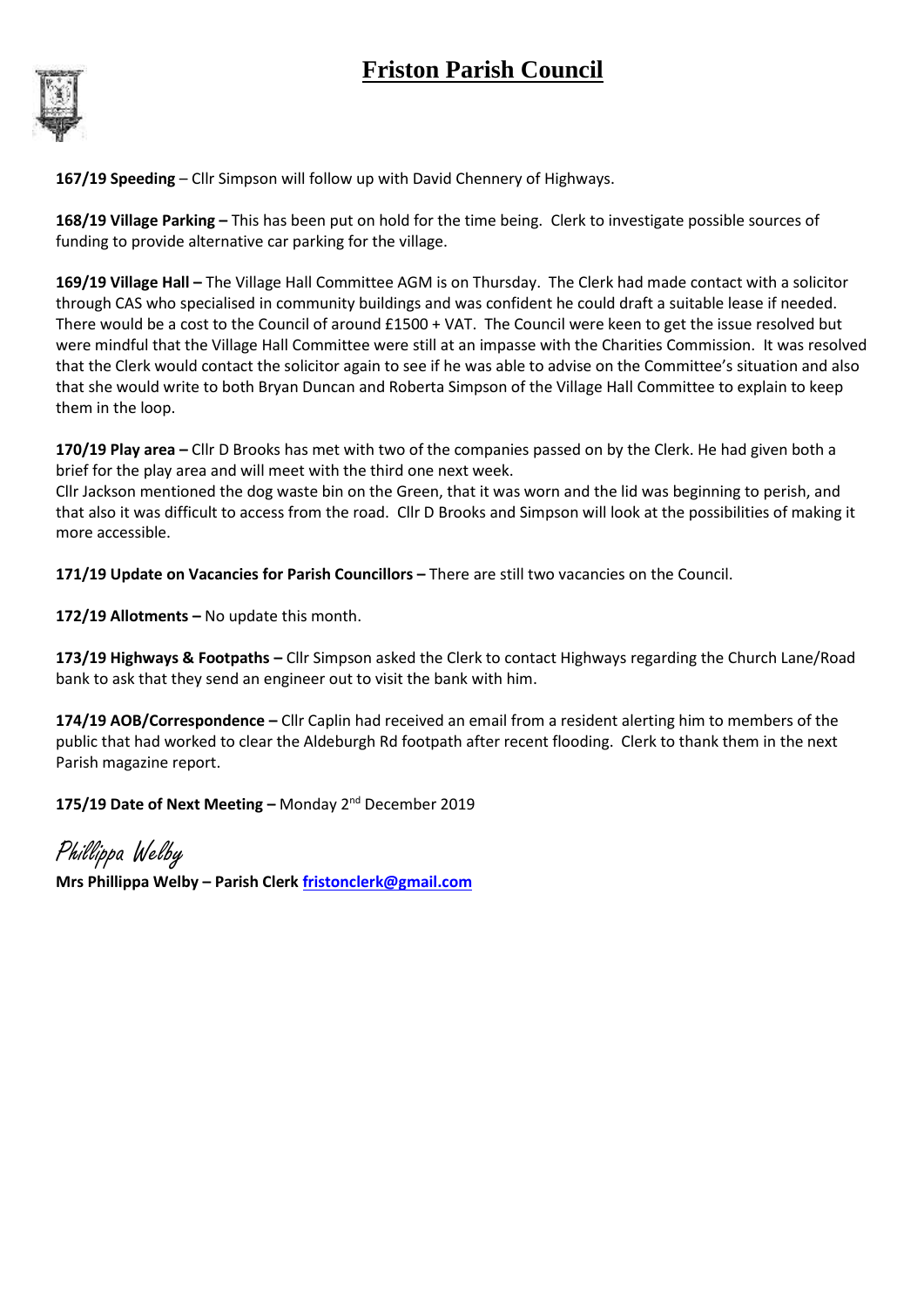# Friston Parish Council

**167/19 Speeding** – Cllr Simpson will follow up with David Chennery of Highways.

**168/19 Village Parking –** This has been put on hold for the time being. Clerk to investigate possible sources of funding to provide alternative car parking for the village.

**169/19 Village Hall –** The Village Hall Committee AGM is on Thursday. The Clerk had made contact with a solicitor through CAS who specialised in community buildings and was confident he could draft a suitable lease if needed. There would be a cost to the Council of around £1500 + VAT. The Council were keen to get the issue resolved but were mindful that the Village Hall Committee were still at an impasse with the Charities Commission. It was resolved that the Clerk would contact the solicitor again to see if he was able to advise on the Committee's situation and also that she would write to both Bryan Duncan and Roberta Simpson of the Village Hall Committee to explain to keep them in the loop.

**170/19 Play area –** Cllr D Brooks has met with two of the companies passed on by the Clerk. He had given both a brief for the play area and will meet with the third one next week.
Cllr Jackson mentioned the dog waste bin on the Green, that it was worn and the lid was beginning to perish, and that also it was difficult to access from the road. Cllr D Brooks and Simpson will look at the possibilities of making it more accessible.

**171/19 Update on Vacancies for Parish Councillors –** There are still two vacancies on the Council.

**172/19 Allotments –** No update this month.

**173/19 Highways & Footpaths –** Cllr Simpson asked the Clerk to contact Highways regarding the Church Lane/Road bank to ask that they send an engineer out to visit the bank with him.

**174/19 AOB/Correspondence –** Cllr Caplin had received an email from a resident alerting him to members of the public that had worked to clear the Aldeburgh Rd footpath after recent flooding. Clerk to thank them in the next Parish magazine report.

**175/19 Date of Next Meeting –** Monday 2nd December 2019

*Phillippa Welby*

**Mrs Phillippa Welby – Parish Clerk fristonclerk@gmail.com**